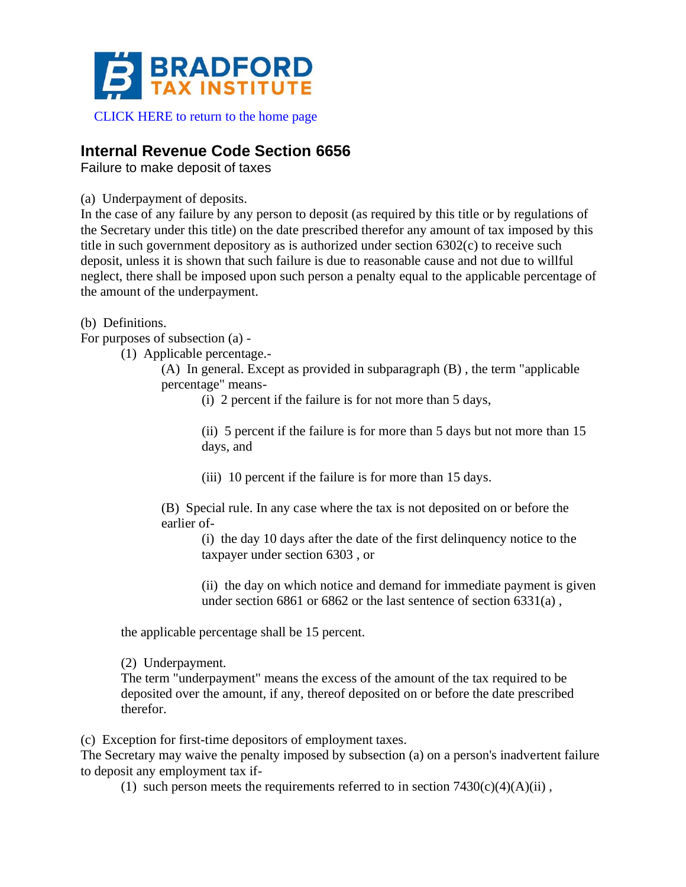BRADFORD TAX INSTITUTE

CLICK HERE to return to the home page

## Internal Revenue Code Section 6656

Failure to make deposit of taxes

(a) Underpayment of deposits.

In the case of any failure by any person to deposit (as required by this title or by regulations of the Secretary under this title) on the date prescribed therefor any amount of tax imposed by this title in such government depository as is authorized under section 6302(c) to receive such deposit, unless it is shown that such failure is due to reasonable cause and not due to willful neglect, there shall be imposed upon such person a penalty equal to the applicable percentage of the amount of the underpayment.

(b) Definitions.

For purposes of subsection (a) -

- (1) Applicable percentage.-
  - (A) In general. Except as provided in subparagraph (B) , the term "applicable percentage" means-
    - (i) 2 percent if the failure is for not more than 5 days,
    - (ii) 5 percent if the failure is for more than 5 days but not more than 15 days, and
    - (iii) 10 percent if the failure is for more than 15 days.
  - (B) Special rule. In any case where the tax is not deposited on or before the earlier of-
    - (i) the day 10 days after the date of the first delinquency notice to the taxpayer under section 6303 , or
    - (ii) the day on which notice and demand for immediate payment is given under section 6861 or 6862 or the last sentence of section 6331(a) ,

  the applicable percentage shall be 15 percent.

- (2) Underpayment.

  The term "underpayment" means the excess of the amount of the tax required to be deposited over the amount, if any, thereof deposited on or before the date prescribed therefor.

(c) Exception for first-time depositors of employment taxes.

The Secretary may waive the penalty imposed by subsection (a) on a person's inadvertent failure to deposit any employment tax if-

- (1) such person meets the requirements referred to in section 7430(c)(4)(A)(ii) ,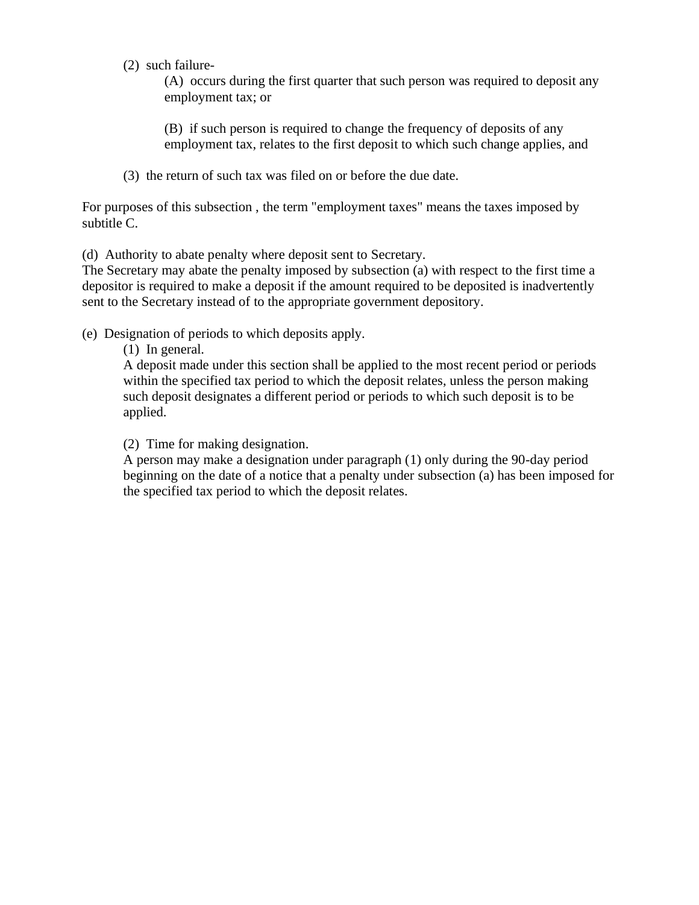(2) such failure-

(A) occurs during the first quarter that such person was required to deposit any employment tax; or

(B) if such person is required to change the frequency of deposits of any employment tax, relates to the first deposit to which such change applies, and

(3) the return of such tax was filed on or before the due date.

For purposes of this subsection , the term "employment taxes" means the taxes imposed by subtitle C.

(d) Authority to abate penalty where deposit sent to Secretary.
The Secretary may abate the penalty imposed by subsection (a) with respect to the first time a depositor is required to make a deposit if the amount required to be deposited is inadvertently sent to the Secretary instead of to the appropriate government depository.

(e) Designation of periods to which deposits apply.

(1) In general.
A deposit made under this section shall be applied to the most recent period or periods within the specified tax period to which the deposit relates, unless the person making such deposit designates a different period or periods to which such deposit is to be applied.

(2) Time for making designation.
A person may make a designation under paragraph (1) only during the 90-day period beginning on the date of a notice that a penalty under subsection (a) has been imposed for the specified tax period to which the deposit relates.